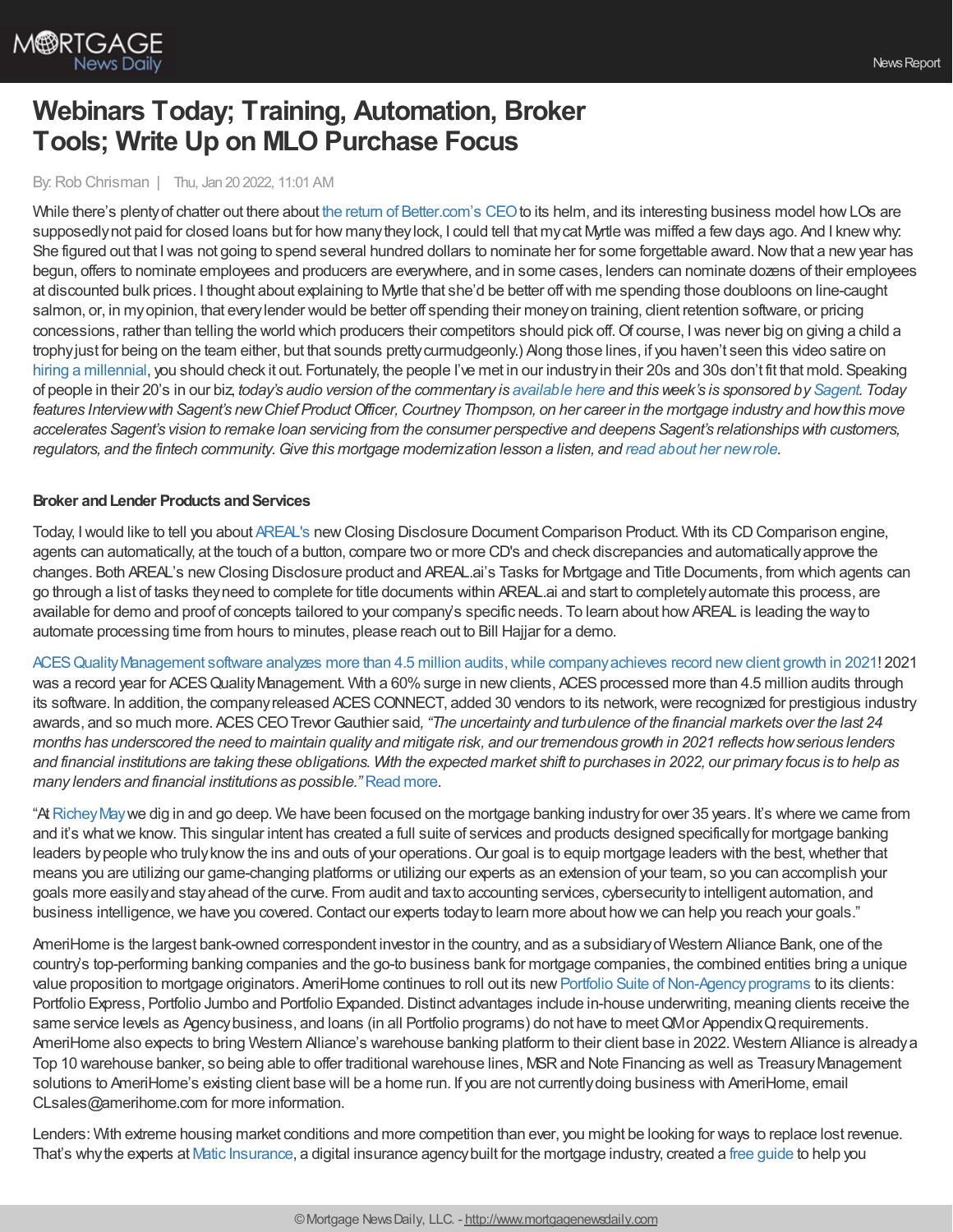# Webinars Today; Training, Automation, Broker Tools; Write Up on MLO Purchase Focus

By: Rob Chrisman | Thu, Jan 20 2022, 11:01 AM

While there's plenty of chatter out there about the return of Better.com's CEO to its helm, and its interesting business model how LOs are supposedly not paid for closed loans but for how many they lock, I could tell that my cat Myrtle was miffed a few days ago. And I knew why: She figured out that I was not going to spend several hundred dollars to nominate her for some forgettable award. Now that a new year has begun, offers to nominate employees and producers are everywhere, and in some cases, lenders can nominate dozens of their employees at discounted bulk prices. I thought about explaining to Myrtle that she'd be better off with me spending those doubloons on line-caught salmon, or, in my opinion, that every lender would be better off spending their money on training, client retention software, or pricing concessions, rather than telling the world which producers their competitors should pick off. Of course, I was never big on giving a child a trophy just for being on the team either, but that sounds pretty curmudgeonly.) Along those lines, if you haven't seen this video satire on hiring a millennial, you should check it out. Fortunately, the people I've met in our industry in their 20s and 30s don't fit that mold. Speaking of people in their 20's in our biz, *today's audio version of the commentary is available here and this week's is sponsored by Sagent. Today features Interview with Sagent's new Chief Product Officer, Courtney Thompson, on her career in the mortgage industry and how this move accelerates Sagent's vision to remake loan servicing from the consumer perspective and deepens Sagent's relationships with customers, regulators, and the fintech community. Give this mortgage modernization lesson a listen, and read about her new role.*

**Broker and Lender Products and Services**

Today, I would like to tell you about AREAL's new Closing Disclosure Document Comparison Product. With its CD Comparison engine, agents can automatically, at the touch of a button, compare two or more CD's and check discrepancies and automatically approve the changes. Both AREAL's new Closing Disclosure product and AREAL.ai's Tasks for Mortgage and Title Documents, from which agents can go through a list of tasks they need to complete for title documents within AREAL.ai and start to completely automate this process, are available for demo and proof of concepts tailored to your company's specific needs. To learn about how AREAL is leading the way to automate processing time from hours to minutes, please reach out to Bill Hajjar for a demo.

ACES Quality Management software analyzes more than 4.5 million audits, while company achieves record new client growth in 2021! 2021 was a record year for ACES Quality Management. With a 60% surge in new clients, ACES processed more than 4.5 million audits through its software. In addition, the company released ACES CONNECT, added 30 vendors to its network, were recognized for prestigious industry awards, and so much more. ACES CEO Trevor Gauthier said, *"The uncertainty and turbulence of the financial markets over the last 24 months has underscored the need to maintain quality and mitigate risk, and our tremendous growth in 2021 reflects how serious lenders and financial institutions are taking these obligations. With the expected market shift to purchases in 2022, our primary focus is to help as many lenders and financial institutions as possible."* Read more.

"At Richey May we dig in and go deep. We have been focused on the mortgage banking industry for over 35 years. It's where we came from and it's what we know. This singular intent has created a full suite of services and products designed specifically for mortgage banking leaders by people who truly know the ins and outs of your operations. Our goal is to equip mortgage leaders with the best, whether that means you are utilizing our game-changing platforms or utilizing our experts as an extension of your team, so you can accomplish your goals more easily and stay ahead of the curve. From audit and tax to accounting services, cybersecurity to intelligent automation, and business intelligence, we have you covered. Contact our experts today to learn more about how we can help you reach your goals."

AmeriHome is the largest bank-owned correspondent investor in the country, and as a subsidiary of Western Alliance Bank, one of the country's top-performing banking companies and the go-to business bank for mortgage companies, the combined entities bring a unique value proposition to mortgage originators. AmeriHome continues to roll out its new Portfolio Suite of Non-Agency programs to its clients: Portfolio Express, Portfolio Jumbo and Portfolio Expanded. Distinct advantages include in-house underwriting, meaning clients receive the same service levels as Agency business, and loans (in all Portfolio programs) do not have to meet QM or Appendix Q requirements. AmeriHome also expects to bring Western Alliance's warehouse banking platform to their client base in 2022. Western Alliance is already a Top 10 warehouse banker, so being able to offer traditional warehouse lines, MSR and Note Financing as well as Treasury Management solutions to AmeriHome's existing client base will be a home run. If you are not currently doing business with AmeriHome, email CLsales@amerihome.com for more information.

Lenders: With extreme housing market conditions and more competition than ever, you might be looking for ways to replace lost revenue. That's why the experts at Matic Insurance, a digital insurance agency built for the mortgage industry, created a free guide to help you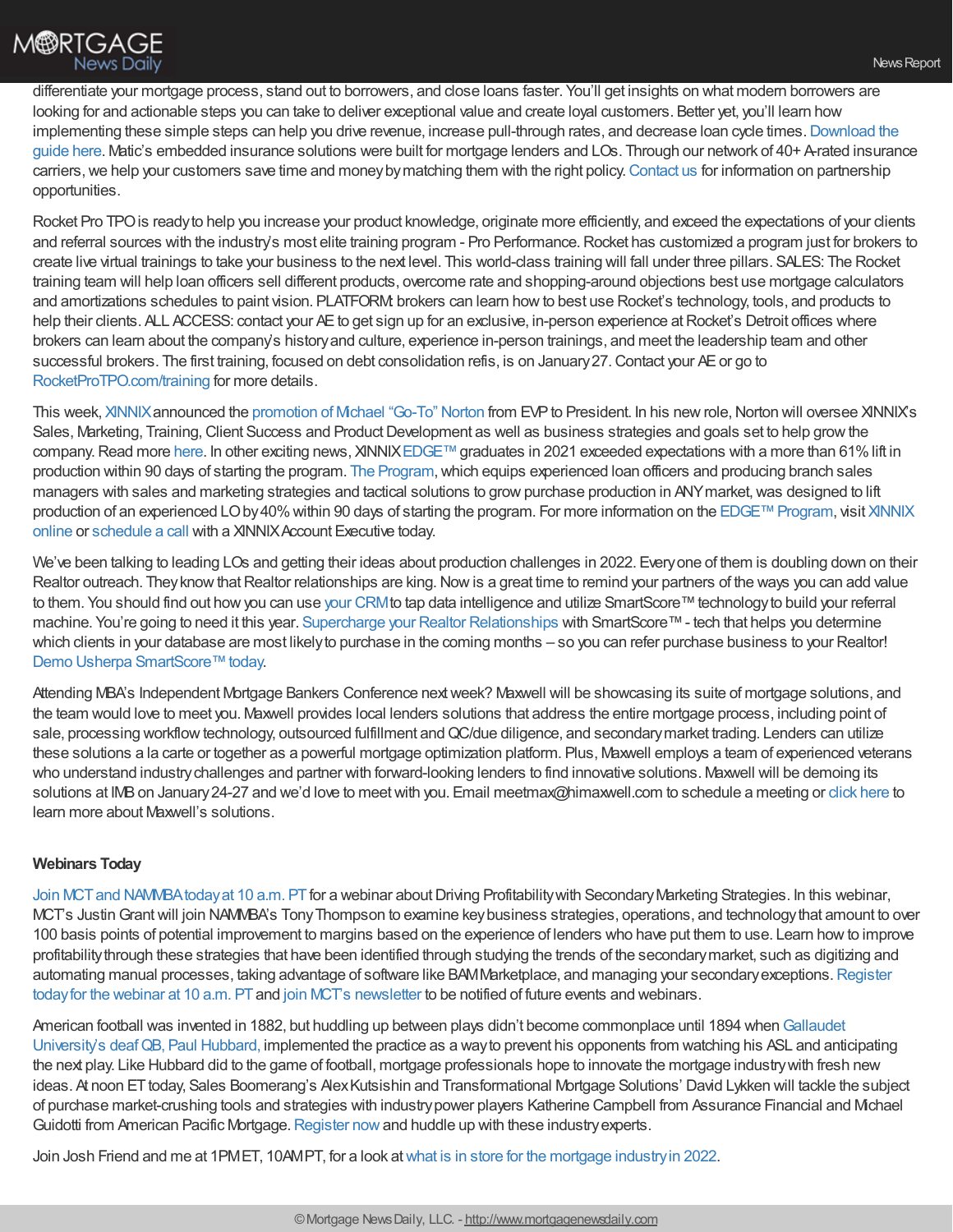differentiate your mortgage process, stand out to borrowers, and close loans faster. You'll get insights on what modern borrowers are looking for and actionable steps you can take to deliver exceptional value and create loyal customers. Better yet, you'll learn how implementing these simple steps can help you drive revenue, increase pull-through rates, and decrease loan cycle times. Download the guide here. Matic's embedded insurance solutions were built for mortgage lenders and LOs. Through our network of 40+ A-rated insurance carriers, we help your customers save time and money by matching them with the right policy. Contact us for information on partnership opportunities.

Rocket Pro TPO is ready to help you increase your product knowledge, originate more efficiently, and exceed the expectations of your clients and referral sources with the industry's most elite training program - Pro Performance. Rocket has customized a program just for brokers to create live virtual trainings to take your business to the next level. This world-class training will fall under three pillars. SALES: The Rocket training team will help loan officers sell different products, overcome rate and shopping-around objections best use mortgage calculators and amortizations schedules to paint vision. PLATFORM: brokers can learn how to best use Rocket's technology, tools, and products to help their clients. ALL ACCESS: contact your AE to get sign up for an exclusive, in-person experience at Rocket's Detroit offices where brokers can learn about the company's history and culture, experience in-person trainings, and meet the leadership team and other successful brokers. The first training, focused on debt consolidation refis, is on January 27. Contact your AE or go to RocketProTPO.com/training for more details.

This week, XINNIX announced the promotion of Michael "Go-To" Norton from EVP to President. In his new role, Norton will oversee XINNIX's Sales, Marketing, Training, Client Success and Product Development as well as business strategies and goals set to help grow the company. Read more here. In other exciting news, XINNIX EDGE™ graduates in 2021 exceeded expectations with a more than 61% lift in production within 90 days of starting the program. The Program, which equips experienced loan officers and producing branch sales managers with sales and marketing strategies and tactical solutions to grow purchase production in ANY market, was designed to lift production of an experienced LO by 40% within 90 days of starting the program. For more information on the EDGE™ Program, visit XINNIX online or schedule a call with a XINNIX Account Executive today.

We've been talking to leading LOs and getting their ideas about production challenges in 2022. Everyone of them is doubling down on their Realtor outreach. They know that Realtor relationships are king. Now is a great time to remind your partners of the ways you can add value to them. You should find out how you can use your CRM to tap data intelligence and utilize SmartScore™ technology to build your referral machine. You're going to need it this year. Supercharge your Realtor Relationships with SmartScore™ - tech that helps you determine which clients in your database are most likely to purchase in the coming months – so you can refer purchase business to your Realtor! Demo Usherpa SmartScore™ today.

Attending MBA's Independent Mortgage Bankers Conference next week? Maxwell will be showcasing its suite of mortgage solutions, and the team would love to meet you. Maxwell provides local lenders solutions that address the entire mortgage process, including point of sale, processing workflow technology, outsourced fulfillment and QC/due diligence, and secondary market trading. Lenders can utilize these solutions a la carte or together as a powerful mortgage optimization platform. Plus, Maxwell employs a team of experienced veterans who understand industry challenges and partner with forward-looking lenders to find innovative solutions. Maxwell will be demoing its solutions at IMB on January 24-27 and we'd love to meet with you. Email meetmax@himaxwell.com to schedule a meeting or click here to learn more about Maxwell's solutions.

**Webinars Today**

Join MCT and NAMMBA today at 10 a.m. PT for a webinar about Driving Profitability with Secondary Marketing Strategies. In this webinar, MCT's Justin Grant will join NAMMBA's Tony Thompson to examine key business strategies, operations, and technology that amount to over 100 basis points of potential improvement to margins based on the experience of lenders who have put them to use. Learn how to improve profitability through these strategies that have been identified through studying the trends of the secondary market, such as digitizing and automating manual processes, taking advantage of software like BAM Marketplace, and managing your secondary exceptions. Register today for the webinar at 10 a.m. PT and join MCT's newsletter to be notified of future events and webinars.

American football was invented in 1882, but huddling up between plays didn't become commonplace until 1894 when Gallaudet University's deaf QB, Paul Hubbard, implemented the practice as a way to prevent his opponents from watching his ASL and anticipating the next play. Like Hubbard did to the game of football, mortgage professionals hope to innovate the mortgage industry with fresh new ideas. At noon ET today, Sales Boomerang's Alex Kutsishin and Transformational Mortgage Solutions' David Lykken will tackle the subject of purchase market-crushing tools and strategies with industry power players Katherine Campbell from Assurance Financial and Michael Guidotti from American Pacific Mortgage. Register now and huddle up with these industry experts.

Join Josh Friend and me at 1PM ET, 10AM PT, for a look at what is in store for the mortgage industry in 2022.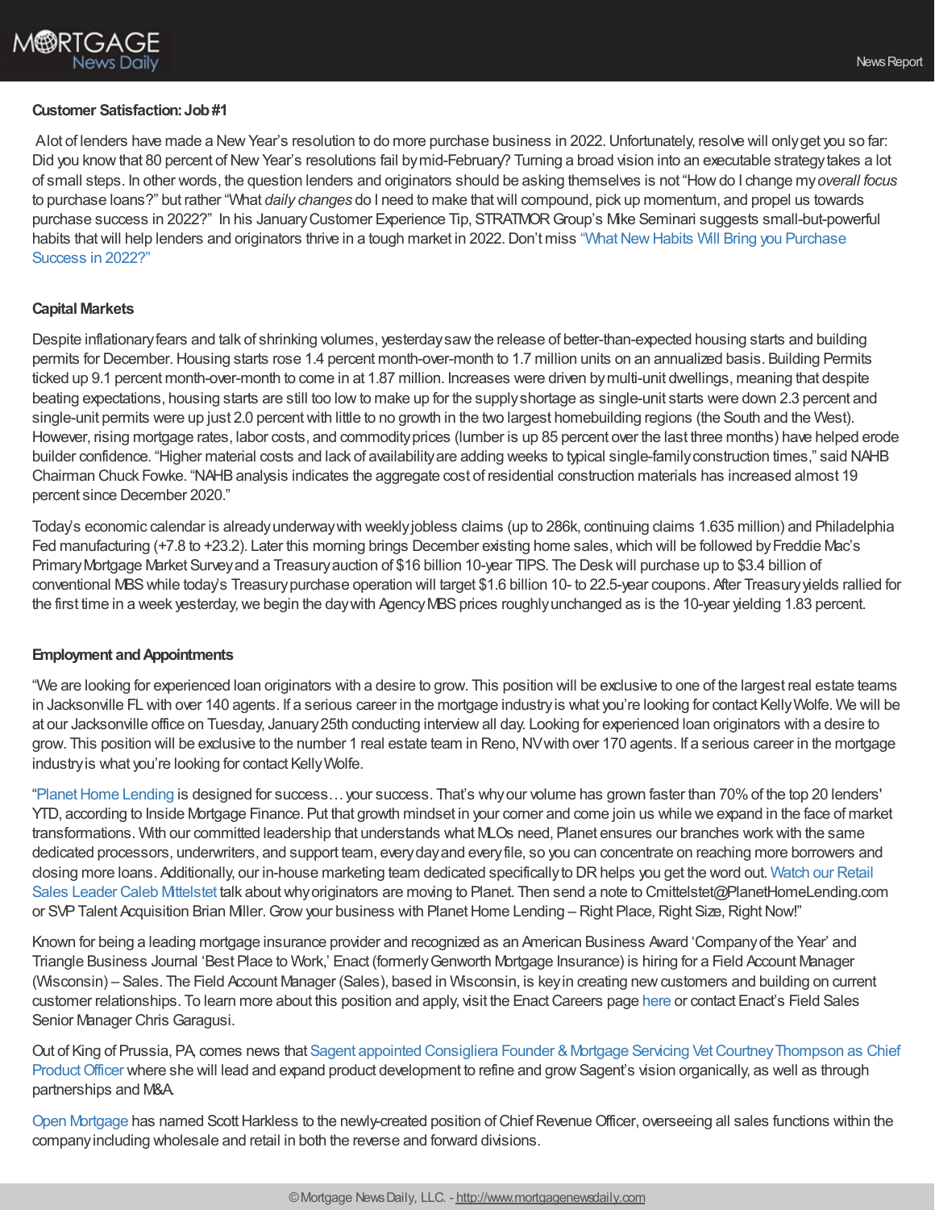**Customer Satisfaction: Job #1**

A lot of lenders have made a New Year's resolution to do more purchase business in 2022. Unfortunately, resolve will only get you so far: Did you know that 80 percent of New Year's resolutions fail by mid-February? Turning a broad vision into an executable strategy takes a lot of small steps. In other words, the question lenders and originators should be asking themselves is not "How do I change my *overall focus* to purchase loans?" but rather "What *daily changes* do I need to make that will compound, pick up momentum, and propel us towards purchase success in 2022?" In his January Customer Experience Tip, STRATMOR Group's Mike Seminari suggests small-but-powerful habits that will help lenders and originators thrive in a tough market in 2022. Don't miss "What New Habits Will Bring you Purchase Success in 2022?"

**Capital Markets**

Despite inflationary fears and talk of shrinking volumes, yesterday saw the release of better-than-expected housing starts and building permits for December. Housing starts rose 1.4 percent month-over-month to 1.7 million units on an annualized basis. Building Permits ticked up 9.1 percent month-over-month to come in at 1.87 million. Increases were driven by multi-unit dwellings, meaning that despite beating expectations, housing starts are still too low to make up for the supply shortage as single-unit starts were down 2.3 percent and single-unit permits were up just 2.0 percent with little to no growth in the two largest homebuilding regions (the South and the West). However, rising mortgage rates, labor costs, and commodity prices (lumber is up 85 percent over the last three months) have helped erode builder confidence. "Higher material costs and lack of availability are adding weeks to typical single-family construction times," said NAHB Chairman Chuck Fowke. "NAHB analysis indicates the aggregate cost of residential construction materials has increased almost 19 percent since December 2020."

Today's economic calendar is already underway with weekly jobless claims (up to 286k, continuing claims 1.635 million) and Philadelphia Fed manufacturing (+7.8 to +23.2). Later this morning brings December existing home sales, which will be followed by Freddie Mac's Primary Mortgage Market Survey and a Treasury auction of $16 billion 10-year TIPS. The Desk will purchase up to $3.4 billion of conventional MBS while today's Treasury purchase operation will target $1.6 billion 10- to 22.5-year coupons. After Treasury yields rallied for the first time in a week yesterday, we begin the day with Agency MBS prices roughly unchanged as is the 10-year yielding 1.83 percent.

**Employment and Appointments**

"We are looking for experienced loan originators with a desire to grow. This position will be exclusive to one of the largest real estate teams in Jacksonville FL with over 140 agents. If a serious career in the mortgage industry is what you're looking for contact Kelly Wolfe. We will be at our Jacksonville office on Tuesday, January 25th conducting interview all day. Looking for experienced loan originators with a desire to grow. This position will be exclusive to the number 1 real estate team in Reno, NV with over 170 agents. If a serious career in the mortgage industry is what you're looking for contact Kelly Wolfe.

"Planet Home Lending is designed for success… your success. That's why our volume has grown faster than 70% of the top 20 lenders' YTD, according to Inside Mortgage Finance. Put that growth mindset in your corner and come join us while we expand in the face of market transformations. With our committed leadership that understands what MLOs need, Planet ensures our branches work with the same dedicated processors, underwriters, and support team, every day and every file, so you can concentrate on reaching more borrowers and closing more loans. Additionally, our in-house marketing team dedicated specifically to DR helps you get the word out. Watch our Retail Sales Leader Caleb Mittelstet talk about why originators are moving to Planet. Then send a note to Cmittelstet@PlanetHomeLending.com or SVP Talent Acquisition Brian Miller. Grow your business with Planet Home Lending – Right Place, Right Size, Right Now!"

Known for being a leading mortgage insurance provider and recognized as an American Business Award 'Company of the Year' and Triangle Business Journal 'Best Place to Work,' Enact (formerly Genworth Mortgage Insurance) is hiring for a Field Account Manager (Wisconsin) – Sales. The Field Account Manager (Sales), based in Wisconsin, is key in creating new customers and building on current customer relationships. To learn more about this position and apply, visit the Enact Careers page here or contact Enact's Field Sales Senior Manager Chris Garagusi.

Out of King of Prussia, PA, comes news that Sagent appointed Consigliera Founder & Mortgage Servicing Vet Courtney Thompson as Chief Product Officer where she will lead and expand product development to refine and grow Sagent's vision organically, as well as through partnerships and M&A.

Open Mortgage has named Scott Harkless to the newly-created position of Chief Revenue Officer, overseeing all sales functions within the company including wholesale and retail in both the reverse and forward divisions.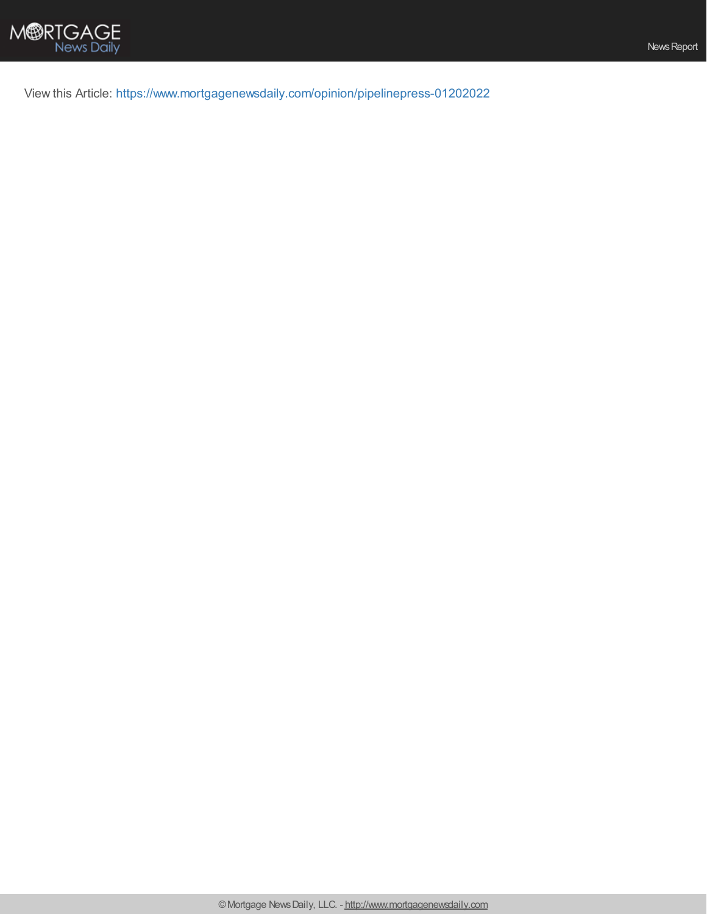View this Article: https://www.mortgagenewsdaily.com/opinion/pipelinepress-01202022